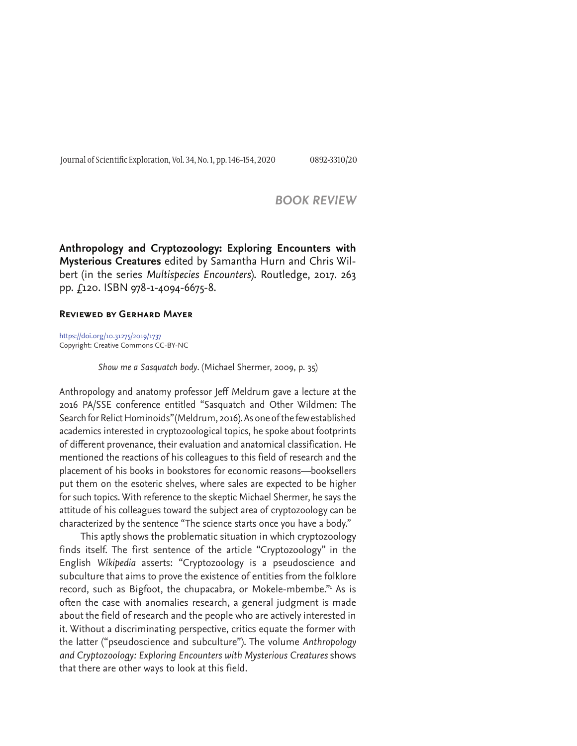## BOOK REVIEW

**Anthropology and Cryptozoology: Exploring Encounters with Mysterious Creatures** edited by Samantha Hurn and Chris Wilbert (in the series *Multispecies Encounters*). Routledge, 2017. 263 pp. £120. ISBN 978-1-4094-6675-8.

### Reviewed by Gerhard Mayer

https://doi.org/10.31275/2019/1737
Copyright: Creative Commons CC-BY-NC

> *Show me a Sasquatch body*. (Michael Shermer, 2009, p. 35)

Anthropology and anatomy professor Jeff Meldrum gave a lecture at the 2016 PA/SSE conference entitled "Sasquatch and Other Wildmen: The Search for Relict Hominoids" (Meldrum, 2016). As one of the few established academics interested in cryptozoological topics, he spoke about footprints of different provenance, their evaluation and anatomical classification. He mentioned the reactions of his colleagues to this field of research and the placement of his books in bookstores for economic reasons—booksellers put them on the esoteric shelves, where sales are expected to be higher for such topics. With reference to the skeptic Michael Shermer, he says the attitude of his colleagues toward the subject area of cryptozoology can be characterized by the sentence "The science starts once you have a body."

This aptly shows the problematic situation in which cryptozoology finds itself. The first sentence of the article "Cryptozoology" in the English *Wikipedia* asserts: "Cryptozoology is a pseudoscience and subculture that aims to prove the existence of entities from the folklore record, such as Bigfoot, the chupacabra, or Mokele-mbembe."[1] As is often the case with anomalies research, a general judgment is made about the field of research and the people who are actively interested in it. Without a discriminating perspective, critics equate the former with the latter ("pseudoscience and subculture"). The volume *Anthropology and Cryptozoology: Exploring Encounters with Mysterious Creatures* shows that there are other ways to look at this field.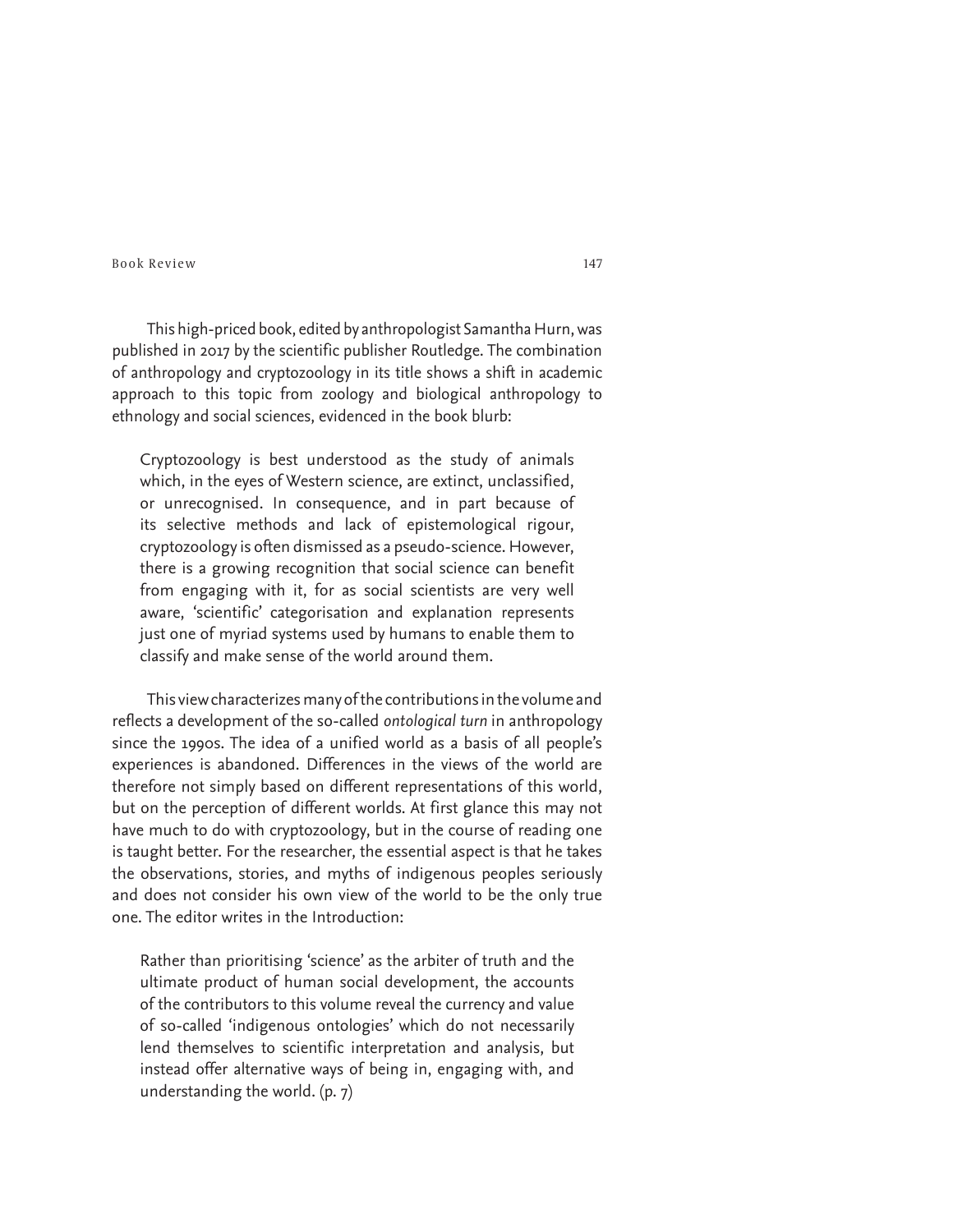This high-priced book, edited by anthropologist Samantha Hurn, was published in 2017 by the scientific publisher Routledge. The combination of anthropology and cryptozoology in its title shows a shift in academic approach to this topic from zoology and biological anthropology to ethnology and social sciences, evidenced in the book blurb:

> Cryptozoology is best understood as the study of animals which, in the eyes of Western science, are extinct, unclassified, or unrecognised. In consequence, and in part because of its selective methods and lack of epistemological rigour, cryptozoology is often dismissed as a pseudo-science. However, there is a growing recognition that social science can benefit from engaging with it, for as social scientists are very well aware, 'scientific' categorisation and explanation represents just one of myriad systems used by humans to enable them to classify and make sense of the world around them.

This view characterizes many of the contributions in the volume and reflects a development of the so-called *ontological turn* in anthropology since the 1990s. The idea of a unified world as a basis of all people's experiences is abandoned. Differences in the views of the world are therefore not simply based on different representations of this world, but on the perception of different worlds. At first glance this may not have much to do with cryptozoology, but in the course of reading one is taught better. For the researcher, the essential aspect is that he takes the observations, stories, and myths of indigenous peoples seriously and does not consider his own view of the world to be the only true one. The editor writes in the Introduction:

> Rather than prioritising 'science' as the arbiter of truth and the ultimate product of human social development, the accounts of the contributors to this volume reveal the currency and value of so-called 'indigenous ontologies' which do not necessarily lend themselves to scientific interpretation and analysis, but instead offer alternative ways of being in, engaging with, and understanding the world. (p. 7)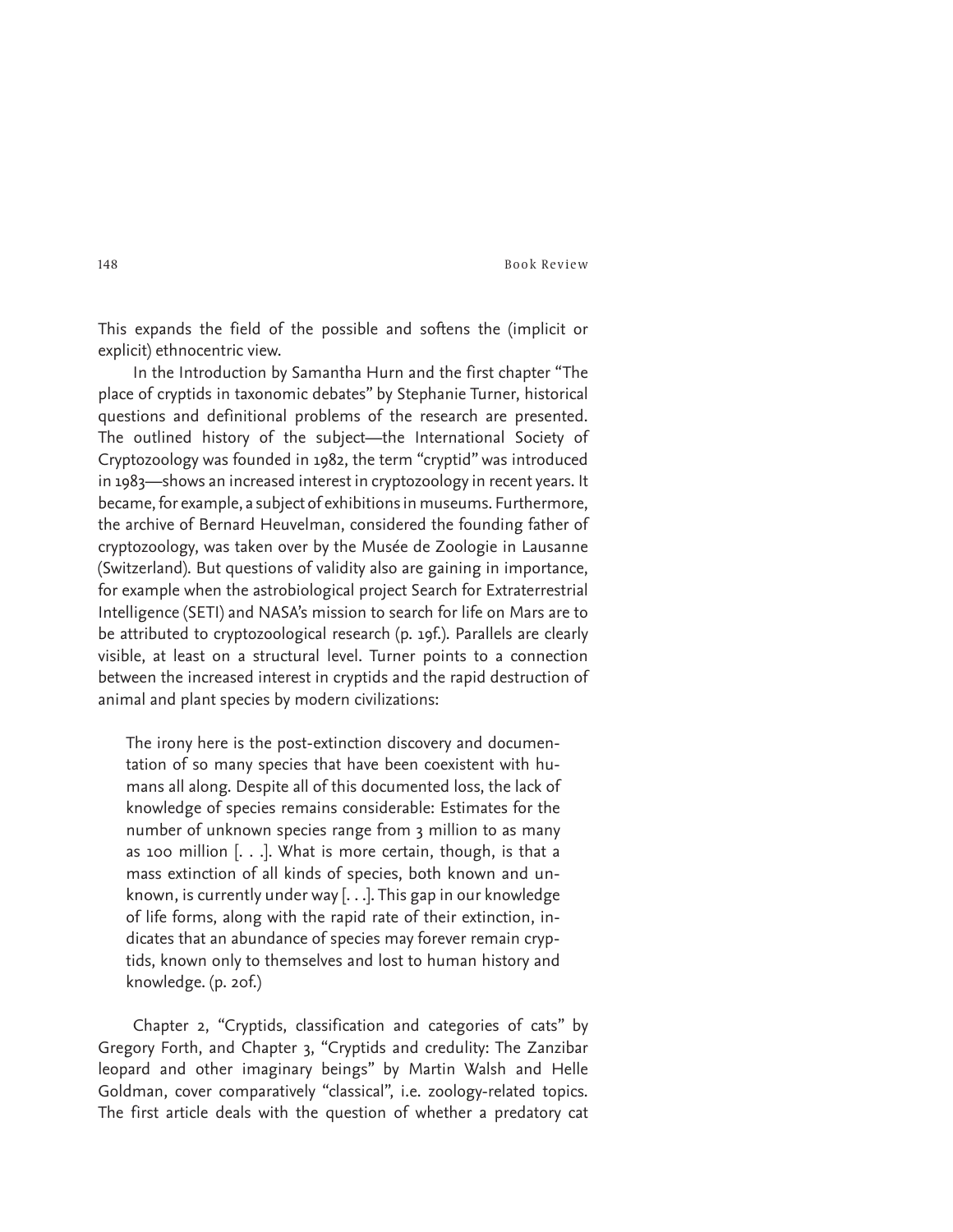This expands the field of the possible and softens the (implicit or explicit) ethnocentric view.

In the Introduction by Samantha Hurn and the first chapter "The place of cryptids in taxonomic debates" by Stephanie Turner, historical questions and definitional problems of the research are presented. The outlined history of the subject—the International Society of Cryptozoology was founded in 1982, the term "cryptid" was introduced in 1983—shows an increased interest in cryptozoology in recent years. It became, for example, a subject of exhibitions in museums. Furthermore, the archive of Bernard Heuvelman, considered the founding father of cryptozoology, was taken over by the Musée de Zoologie in Lausanne (Switzerland). But questions of validity also are gaining in importance, for example when the astrobiological project Search for Extraterrestrial Intelligence (SETI) and NASA's mission to search for life on Mars are to be attributed to cryptozoological research (p. 19f.). Parallels are clearly visible, at least on a structural level. Turner points to a connection between the increased interest in cryptids and the rapid destruction of animal and plant species by modern civilizations:

> The irony here is the post-extinction discovery and documentation of so many species that have been coexistent with humans all along. Despite all of this documented loss, the lack of knowledge of species remains considerable: Estimates for the number of unknown species range from 3 million to as many as 100 million [. . .]. What is more certain, though, is that a mass extinction of all kinds of species, both known and unknown, is currently under way [. . .]. This gap in our knowledge of life forms, along with the rapid rate of their extinction, indicates that an abundance of species may forever remain cryptids, known only to themselves and lost to human history and knowledge. (p. 20f.)

Chapter 2, "Cryptids, classification and categories of cats" by Gregory Forth, and Chapter 3, "Cryptids and credulity: The Zanzibar leopard and other imaginary beings" by Martin Walsh and Helle Goldman, cover comparatively "classical", i.e. zoology-related topics. The first article deals with the question of whether a predatory cat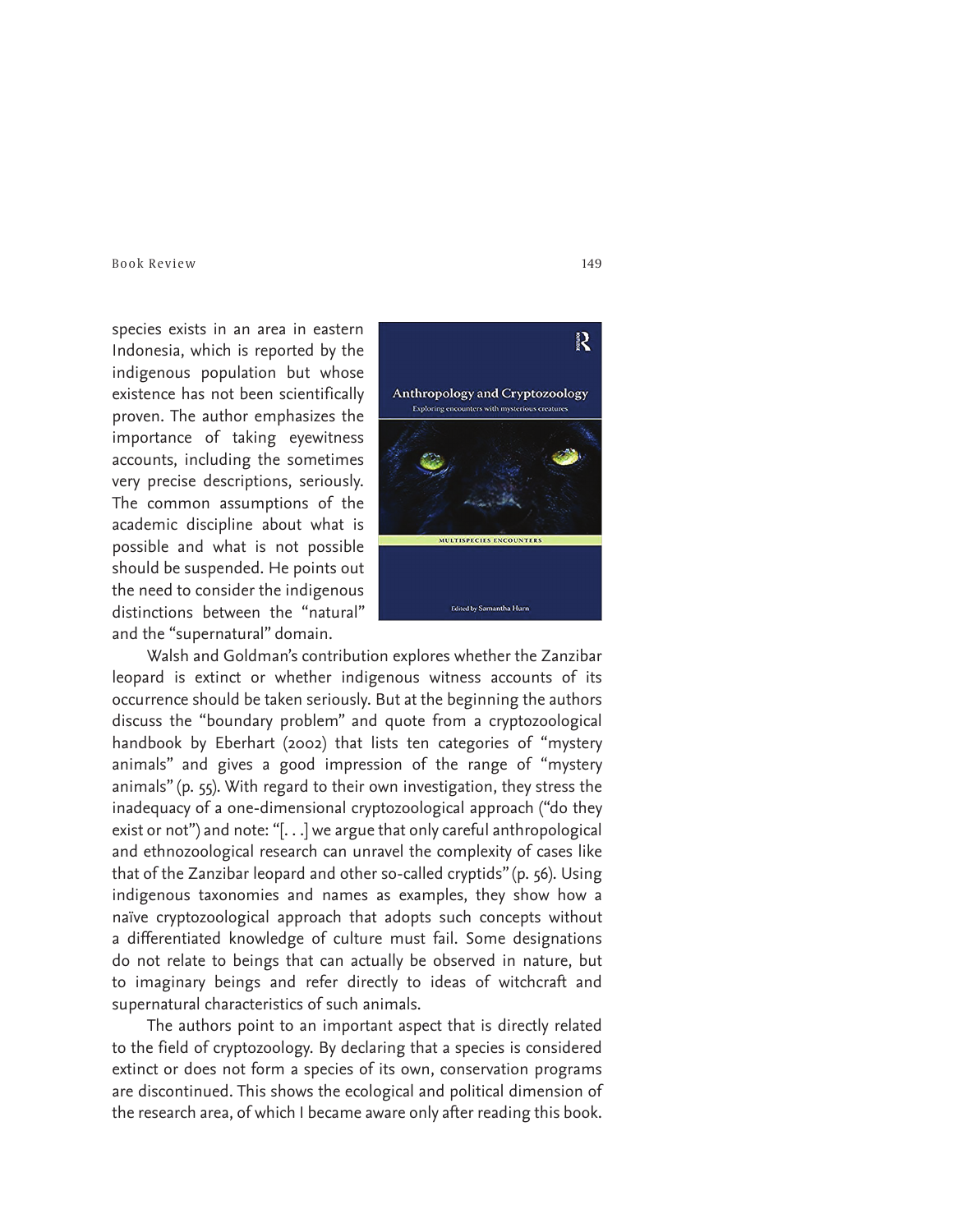species exists in an area in eastern Indonesia, which is reported by the indigenous population but whose existence has not been scientifically proven. The author emphasizes the importance of taking eyewitness accounts, including the sometimes very precise descriptions, seriously. The common assumptions of the academic discipline about what is possible and what is not possible should be suspended. He points out the need to consider the indigenous distinctions between the "natural" and the "supernatural" domain.

Walsh and Goldman's contribution explores whether the Zanzibar leopard is extinct or whether indigenous witness accounts of its occurrence should be taken seriously. But at the beginning the authors discuss the "boundary problem" and quote from a cryptozoological handbook by Eberhart (2002) that lists ten categories of "mystery animals" and gives a good impression of the range of "mystery animals" (p. 55). With regard to their own investigation, they stress the inadequacy of a one-dimensional cryptozoological approach ("do they exist or not") and note: "[. . .] we argue that only careful anthropological and ethnozoological research can unravel the complexity of cases like that of the Zanzibar leopard and other so-called cryptids" (p. 56). Using indigenous taxonomies and names as examples, they show how a naïve cryptozoological approach that adopts such concepts without a differentiated knowledge of culture must fail. Some designations do not relate to beings that can actually be observed in nature, but to imaginary beings and refer directly to ideas of witchcraft and supernatural characteristics of such animals.

The authors point to an important aspect that is directly related to the field of cryptozoology. By declaring that a species is considered extinct or does not form a species of its own, conservation programs are discontinued. This shows the ecological and political dimension of the research area, of which I became aware only after reading this book.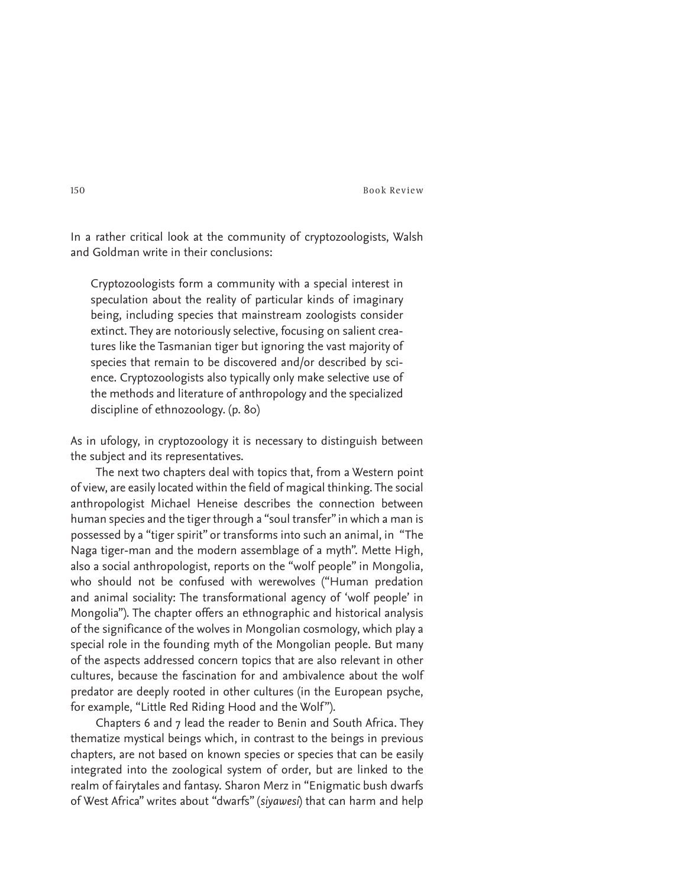In a rather critical look at the community of cryptozoologists, Walsh and Goldman write in their conclusions:

> Cryptozoologists form a community with a special interest in speculation about the reality of particular kinds of imaginary being, including species that mainstream zoologists consider extinct. They are notoriously selective, focusing on salient creatures like the Tasmanian tiger but ignoring the vast majority of species that remain to be discovered and/or described by science. Cryptozoologists also typically only make selective use of the methods and literature of anthropology and the specialized discipline of ethnozoology. (p. 80)

As in ufology, in cryptozoology it is necessary to distinguish between the subject and its representatives.

The next two chapters deal with topics that, from a Western point of view, are easily located within the field of magical thinking. The social anthropologist Michael Heneise describes the connection between human species and the tiger through a "soul transfer" in which a man is possessed by a "tiger spirit" or transforms into such an animal, in "The Naga tiger-man and the modern assemblage of a myth". Mette High, also a social anthropologist, reports on the "wolf people" in Mongolia, who should not be confused with werewolves ("Human predation and animal sociality: The transformational agency of 'wolf people' in Mongolia"). The chapter offers an ethnographic and historical analysis of the significance of the wolves in Mongolian cosmology, which play a special role in the founding myth of the Mongolian people. But many of the aspects addressed concern topics that are also relevant in other cultures, because the fascination for and ambivalence about the wolf predator are deeply rooted in other cultures (in the European psyche, for example, "Little Red Riding Hood and the Wolf").

Chapters 6 and 7 lead the reader to Benin and South Africa. They thematize mystical beings which, in contrast to the beings in previous chapters, are not based on known species or species that can be easily integrated into the zoological system of order, but are linked to the realm of fairytales and fantasy. Sharon Merz in "Enigmatic bush dwarfs of West Africa" writes about "dwarfs" (*siyawesi*) that can harm and help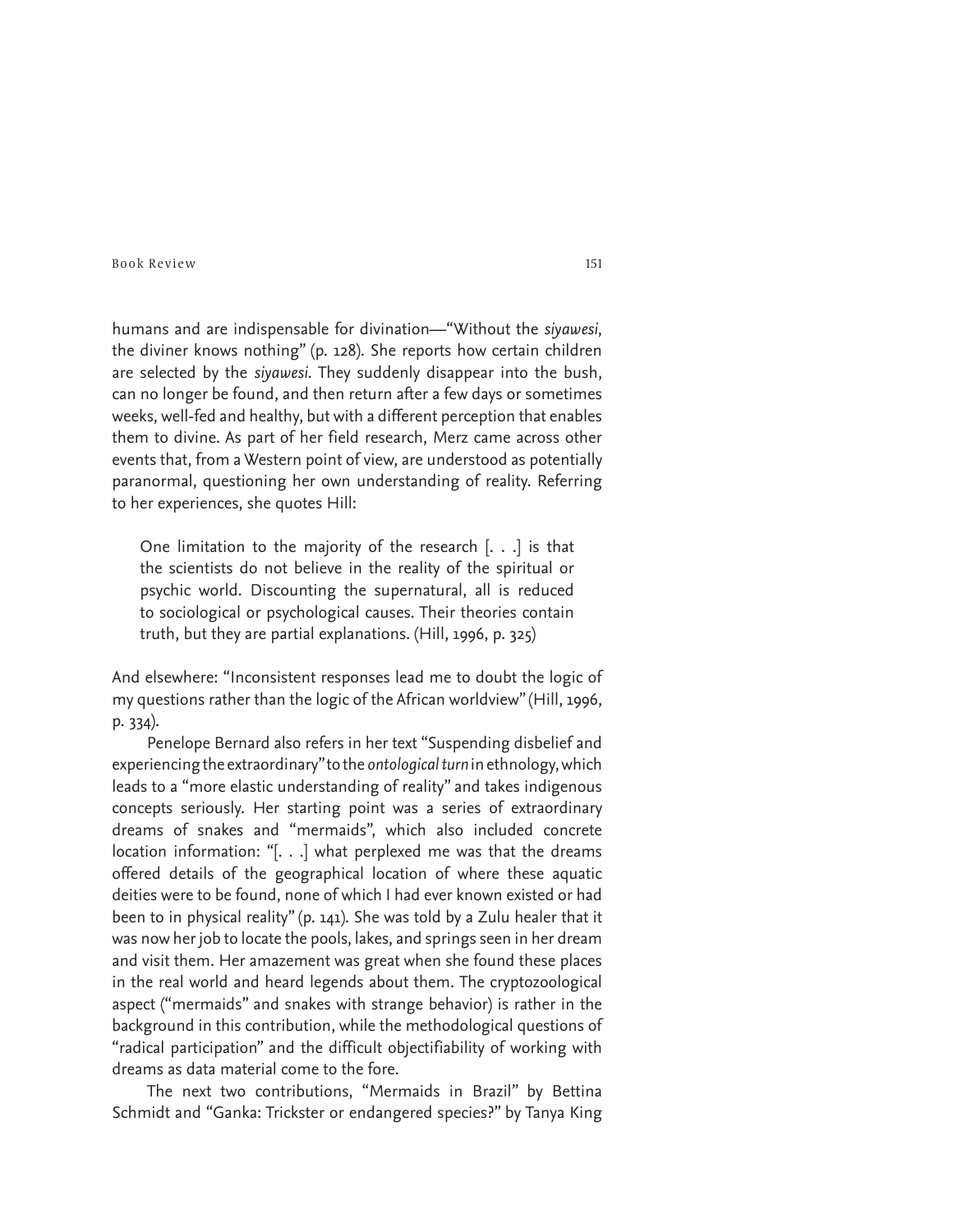humans and are indispensable for divination—"Without the *siyawesi*, the diviner knows nothing" (p. 128). She reports how certain children are selected by the *siyawesi*. They suddenly disappear into the bush, can no longer be found, and then return after a few days or sometimes weeks, well-fed and healthy, but with a different perception that enables them to divine. As part of her field research, Merz came across other events that, from a Western point of view, are understood as potentially paranormal, questioning her own understanding of reality. Referring to her experiences, she quotes Hill:

> One limitation to the majority of the research [. . .] is that the scientists do not believe in the reality of the spiritual or psychic world. Discounting the supernatural, all is reduced to sociological or psychological causes. Their theories contain truth, but they are partial explanations. (Hill, 1996, p. 325)

And elsewhere: "Inconsistent responses lead me to doubt the logic of my questions rather than the logic of the African worldview" (Hill, 1996, p. 334).

Penelope Bernard also refers in her text "Suspending disbelief and experiencing the extraordinary" to the *ontological turn* in ethnology, which leads to a "more elastic understanding of reality" and takes indigenous concepts seriously. Her starting point was a series of extraordinary dreams of snakes and "mermaids", which also included concrete location information: "[. . .] what perplexed me was that the dreams offered details of the geographical location of where these aquatic deities were to be found, none of which I had ever known existed or had been to in physical reality" (p. 141). She was told by a Zulu healer that it was now her job to locate the pools, lakes, and springs seen in her dream and visit them. Her amazement was great when she found these places in the real world and heard legends about them. The cryptozoological aspect ("mermaids" and snakes with strange behavior) is rather in the background in this contribution, while the methodological questions of "radical participation" and the difficult objectifiability of working with dreams as data material come to the fore.

The next two contributions, "Mermaids in Brazil" by Bettina Schmidt and "Ganka: Trickster or endangered species?" by Tanya King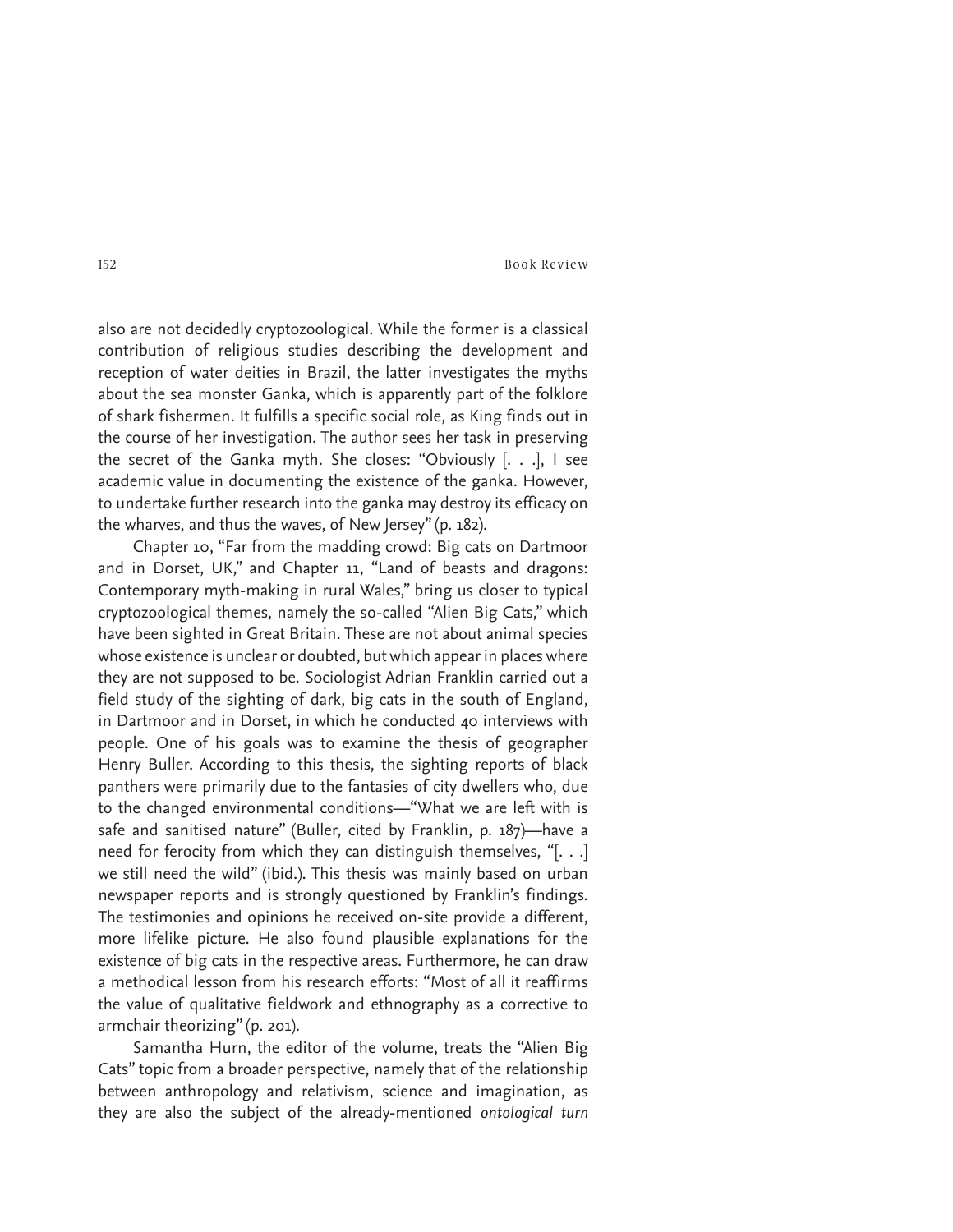also are not decidedly cryptozoological. While the former is a classical contribution of religious studies describing the development and reception of water deities in Brazil, the latter investigates the myths about the sea monster Ganka, which is apparently part of the folklore of shark fishermen. It fulfills a specific social role, as King finds out in the course of her investigation. The author sees her task in preserving the secret of the Ganka myth. She closes: "Obviously [. . .], I see academic value in documenting the existence of the ganka. However, to undertake further research into the ganka may destroy its efficacy on the wharves, and thus the waves, of New Jersey" (p. 182).

Chapter 10, "Far from the madding crowd: Big cats on Dartmoor and in Dorset, UK," and Chapter 11, "Land of beasts and dragons: Contemporary myth-making in rural Wales," bring us closer to typical cryptozoological themes, namely the so-called "Alien Big Cats," which have been sighted in Great Britain. These are not about animal species whose existence is unclear or doubted, but which appear in places where they are not supposed to be. Sociologist Adrian Franklin carried out a field study of the sighting of dark, big cats in the south of England, in Dartmoor and in Dorset, in which he conducted 40 interviews with people. One of his goals was to examine the thesis of geographer Henry Buller. According to this thesis, the sighting reports of black panthers were primarily due to the fantasies of city dwellers who, due to the changed environmental conditions—"What we are left with is safe and sanitised nature" (Buller, cited by Franklin, p. 187)—have a need for ferocity from which they can distinguish themselves, "[. . .] we still need the wild" (ibid.). This thesis was mainly based on urban newspaper reports and is strongly questioned by Franklin's findings. The testimonies and opinions he received on-site provide a different, more lifelike picture. He also found plausible explanations for the existence of big cats in the respective areas. Furthermore, he can draw a methodical lesson from his research efforts: "Most of all it reaffirms the value of qualitative fieldwork and ethnography as a corrective to armchair theorizing" (p. 201).

Samantha Hurn, the editor of the volume, treats the "Alien Big Cats" topic from a broader perspective, namely that of the relationship between anthropology and relativism, science and imagination, as they are also the subject of the already-mentioned *ontological turn*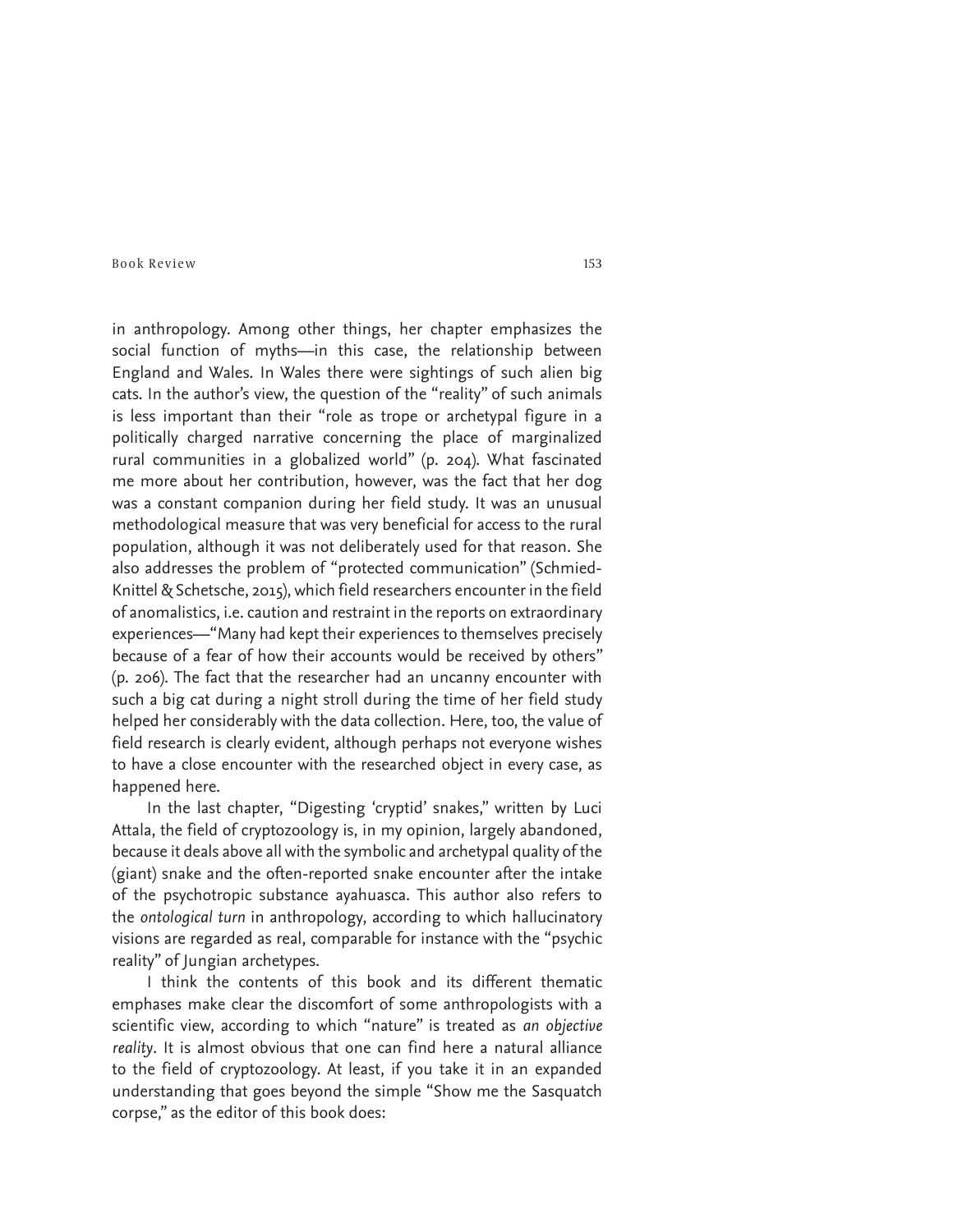in anthropology. Among other things, her chapter emphasizes the social function of myths—in this case, the relationship between England and Wales. In Wales there were sightings of such alien big cats. In the author's view, the question of the "reality" of such animals is less important than their "role as trope or archetypal figure in a politically charged narrative concerning the place of marginalized rural communities in a globalized world" (p. 204). What fascinated me more about her contribution, however, was the fact that her dog was a constant companion during her field study. It was an unusual methodological measure that was very beneficial for access to the rural population, although it was not deliberately used for that reason. She also addresses the problem of "protected communication" (Schmied-Knittel & Schetsche, 2015), which field researchers encounter in the field of anomalistics, i.e. caution and restraint in the reports on extraordinary experiences—"Many had kept their experiences to themselves precisely because of a fear of how their accounts would be received by others" (p. 206). The fact that the researcher had an uncanny encounter with such a big cat during a night stroll during the time of her field study helped her considerably with the data collection. Here, too, the value of field research is clearly evident, although perhaps not everyone wishes to have a close encounter with the researched object in every case, as happened here.

In the last chapter, "Digesting 'cryptid' snakes," written by Luci Attala, the field of cryptozoology is, in my opinion, largely abandoned, because it deals above all with the symbolic and archetypal quality of the (giant) snake and the often-reported snake encounter after the intake of the psychotropic substance ayahuasca. This author also refers to the *ontological turn* in anthropology, according to which hallucinatory visions are regarded as real, comparable for instance with the "psychic reality" of Jungian archetypes.

I think the contents of this book and its different thematic emphases make clear the discomfort of some anthropologists with a scientific view, according to which "nature" is treated as *an objective reality*. It is almost obvious that one can find here a natural alliance to the field of cryptozoology. At least, if you take it in an expanded understanding that goes beyond the simple "Show me the Sasquatch corpse," as the editor of this book does: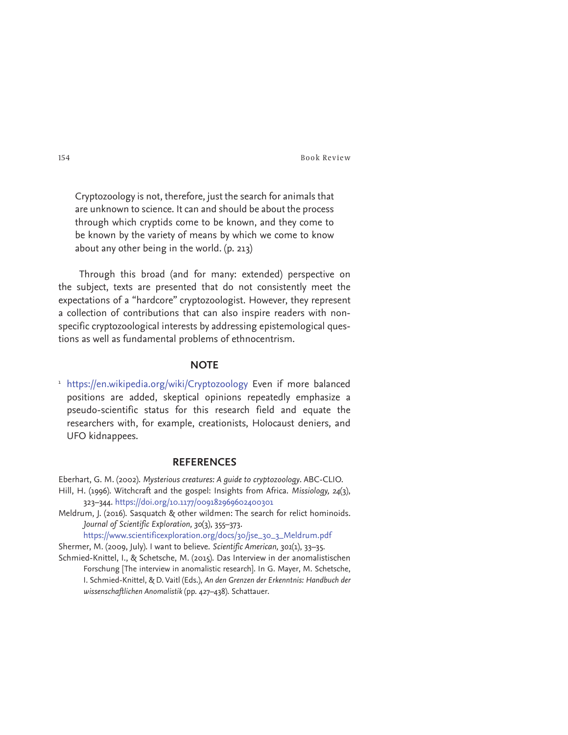> Cryptozoology is not, therefore, just the search for animals that are unknown to science. It can and should be about the process through which cryptids come to be known, and they come to be known by the variety of means by which we come to know about any other being in the world. (p. 213)

Through this broad (and for many: extended) perspective on the subject, texts are presented that do not consistently meet the expectations of a "hardcore" cryptozoologist. However, they represent a collection of contributions that can also inspire readers with non-specific cryptozoological interests by addressing epistemological questions as well as fundamental problems of ethnocentrism.

## NOTE

[1] https://en.wikipedia.org/wiki/Cryptozoology Even if more balanced positions are added, skeptical opinions repeatedly emphasize a pseudo-scientific status for this research field and equate the researchers with, for example, creationists, Holocaust deniers, and UFO kidnappees.

## REFERENCES

Eberhart, G. M. (2002). *Mysterious creatures: A guide to cryptozoology*. ABC-CLIO.

Hill, H. (1996). Witchcraft and the gospel: Insights from Africa. *Missiology, 24*(3), 323–344. https://doi.org/10.1177/009182969602400301

Meldrum, J. (2016). Sasquatch & other wildmen: The search for relict hominoids. *Journal of Scientific Exploration, 30*(3), 355–373. https://www.scientificexploration.org/docs/30/jse_30_3_Meldrum.pdf

Shermer, M. (2009, July). I want to believe. *Scientific American, 301*(1), 33–35.

Schmied-Knittel, I., & Schetsche, M. (2015). Das Interview in der anomalistischen Forschung [The interview in anomalistic research]. In G. Mayer, M. Schetsche, I. Schmied-Knittel, & D. Vaitl (Eds.), *An den Grenzen der Erkenntnis: Handbuch der wissenschaftlichen Anomalistik* (pp. 427–438). Schattauer.